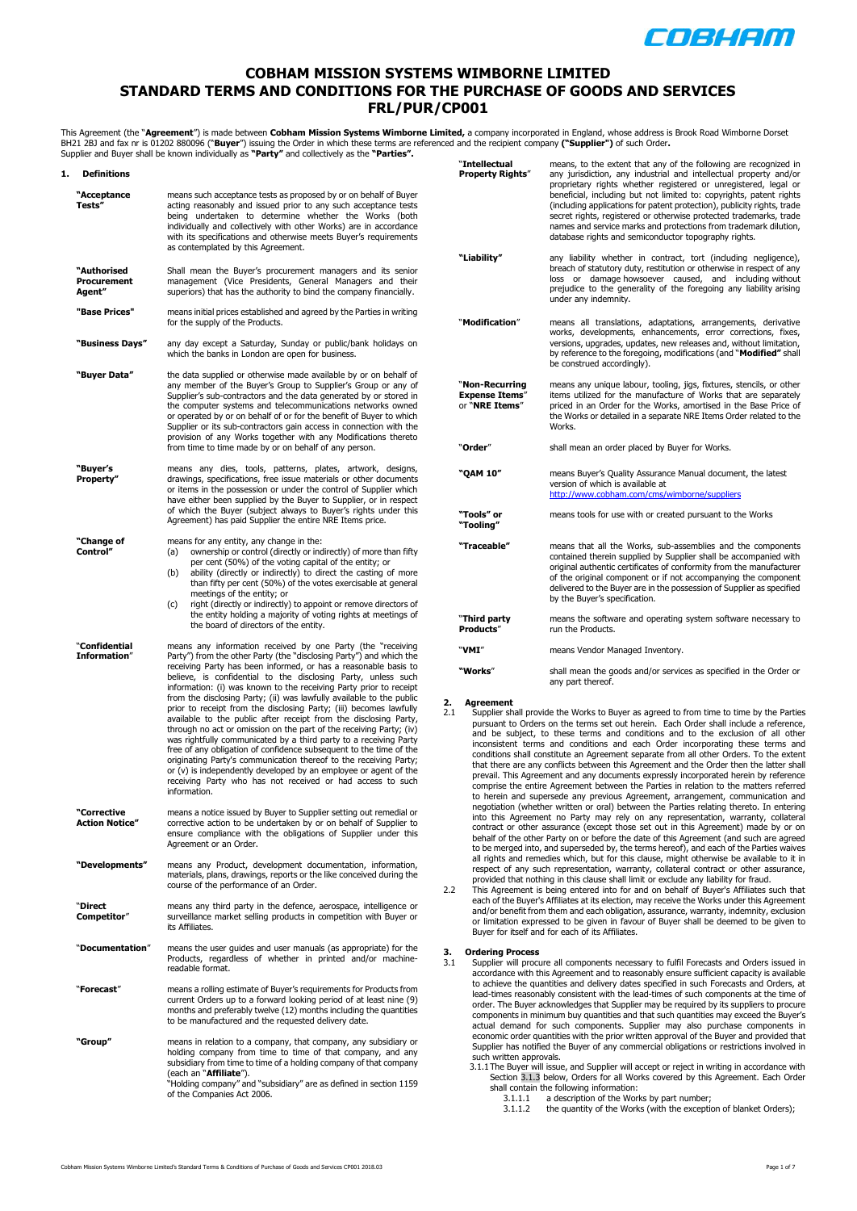# COBHAM MISSION SYSTEMS WIMBORNE LIMITED
# STANDARD TERMS AND CONDITIONS FOR THE PURCHASE OF GOODS AND SERVICES
# FRL/PUR/CP001

This Agreement (the "**Agreement**") is made between **Cobham Mission Systems Wimborne Limited,** a company incorporated in England, whose address is Brook Road Wimborne Dorset BH21 2BJ and fax nr is 01202 880096 ("**Buyer**") issuing the Order in which these terms are referenced and the recipient company **("Supplier")** of such Order**.**
Supplier and Buyer shall be known individually as **"Party"** and collectively as the **"Parties".**

## 1. Definitions

| | |
|---|---|
| **"Acceptance Tests"** | means such acceptance tests as proposed by or on behalf of Buyer acting reasonably and issued prior to any such acceptance tests being undertaken to determine whether the Works (both individually and collectively with other Works) are in accordance with its specifications and otherwise meets Buyer's requirements as contemplated by this Agreement. |
| **"Authorised Procurement Agent"** | Shall mean the Buyer's procurement managers and its senior management (Vice Presidents, General Managers and their superiors) that has the authority to bind the company financially. |
| **"Base Prices"** | means initial prices established and agreed by the Parties in writing for the supply of the Products. |
| **"Business Days"** | any day except a Saturday, Sunday or public/bank holidays on which the banks in London are open for business. |
| **"Buyer Data"** | the data supplied or otherwise made available by or on behalf of any member of the Buyer's Group to Supplier's Group or any of Supplier's sub-contractors and the data generated by or stored in the computer systems and telecommunications networks owned or operated by or on behalf of or for the benefit of Buyer to which Supplier or its sub-contractors gain access in connection with the provision of any Works together with any Modifications thereto from time to time made by or on behalf of any person. |
| **"Buyer's Property"** | means any dies, tools, patterns, plates, artwork, designs, drawings, specifications, free issue materials or other documents or items in the possession or under the control of Supplier which have either been supplied by the Buyer to Supplier, or in respect of which the Buyer (subject always to Buyer's rights under this Agreement) has paid Supplier the entire NRE Items price. |
| **"Change of Control"** | means for any entity, any change in the: (a) ownership or control (directly or indirectly) of more than fifty per cent (50%) of the voting capital of the entity; or (b) ability (directly or indirectly) to direct the casting of more than fifty per cent (50%) of the votes exercisable at general meetings of the entity; or (c) right (directly or indirectly) to appoint or remove directors of the entity holding a majority of voting rights at meetings of the board of directors of the entity. |
| "**Confidential Information**" | means any information received by one Party (the "receiving Party") from the other Party (the "disclosing Party") and which the receiving Party has been informed, or has a reasonable basis to believe, is confidential to the disclosing Party, unless such information: (i) was known to the receiving Party prior to receipt from the disclosing Party; (ii) was lawfully available to the public prior to receipt from the disclosing Party; (iii) becomes lawfully available to the public after receipt from the disclosing Party, through no act or omission on the part of the receiving Party; (iv) was rightfully communicated by a third party to a receiving Party free of any obligation of confidence subsequent to the time of the originating Party's communication thereof to the receiving Party; or (v) is independently developed by an employee or agent of the receiving Party who has not received or had access to such information. |
| **"Corrective Action Notice"** | means a notice issued by Buyer to Supplier setting out remedial or corrective action to be undertaken by or on behalf of Supplier to ensure compliance with the obligations of Supplier under this Agreement or an Order. |
| **"Developments"** | means any Product, development documentation, information, materials, plans, drawings, reports or the like conceived during the course of the performance of an Order. |
| "**Direct Competitor**" | means any third party in the defence, aerospace, intelligence or surveillance market selling products in competition with Buyer or its Affiliates. |
| "**Documentation**" | means the user guides and user manuals (as appropriate) for the Products, regardless of whether in printed and/or machine-readable format. |
| "**Forecast**" | means a rolling estimate of Buyer's requirements for Products from current Orders up to a forward looking period of at least nine (9) months and preferably twelve (12) months including the quantities to be manufactured and the requested delivery date. |
| **"Group"** | means in relation to a company, that company, any subsidiary or holding company from time to time of that company, and any subsidiary from time to time of a holding company of that company (each an "**Affiliate**"). "Holding company" and "subsidiary" are as defined in section 1159 of the Companies Act 2006. |
| "**Intellectual Property Rights**" | means, to the extent that any of the following are recognized in any jurisdiction, any industrial and intellectual property and/or proprietary rights whether registered or unregistered, legal or beneficial, including but not limited to: copyrights, patent rights (including applications for patent protection), publicity rights, trade secret rights, registered or otherwise protected trademarks, trade names and service marks and protections from trademark dilution, database rights and semiconductor topography rights. |
| **"Liability"** | any liability whether in contract, tort (including negligence), breach of statutory duty, restitution or otherwise in respect of any loss or damage howsoever caused, and including without prejudice to the generality of the foregoing any liability arising under any indemnity. |
| "**Modification**" | means all translations, adaptations, arrangements, derivative works, developments, enhancements, error corrections, fixes, versions, upgrades, updates, new releases and, without limitation, by reference to the foregoing, modifications (and "**Modified**" shall be construed accordingly). |
| "**Non-Recurring Expense Items**" or "**NRE Items**" | means any unique labour, tooling, jigs, fixtures, stencils, or other items utilized for the manufacture of Works that are separately priced in an Order for the Works, amortised in the Base Price of the Works or detailed in a separate NRE Items Order related to the Works. |
| "**Order**" | shall mean an order placed by Buyer for Works. |
| **"QAM 10"** | means Buyer's Quality Assurance Manual document, the latest version of which is available at http://www.cobham.com/cms/wimborne/suppliers |
| **"Tools" or "Tooling"** | means tools for use with or created pursuant to the Works |
| **"Traceable"** | means that all the Works, sub-assemblies and the components contained therein supplied by Supplier shall be accompanied with original authentic certificates of conformity from the manufacturer of the original component or if not accompanying the component delivered to the Buyer are in the possession of Supplier as specified by the Buyer's specification. |
| "**Third party Products**" | means the software and operating system software necessary to run the Products. |
| "**VMI**" | means Vendor Managed Inventory. |
| **"Works**" | shall mean the goods and/or services as specified in the Order or any part thereof. |

## 2. Agreement

2.1 Supplier shall provide the Works to Buyer as agreed to from time to time by the Parties pursuant to Orders on the terms set out herein. Each Order shall include a reference, and be subject, to these terms and conditions and to the exclusion of all other inconsistent terms and conditions and each Order incorporating these terms and conditions shall constitute an Agreement separate from all other Orders. To the extent that there are any conflicts between this Agreement and the Order then the latter shall prevail. This Agreement and any documents expressly incorporated herein by reference comprise the entire Agreement between the Parties in relation to the matters referred to herein and supersede any previous Agreement, arrangement, communication and negotiation (whether written or oral) between the Parties relating thereto. In entering into this Agreement no Party may rely on any representation, warranty, collateral contract or other assurance (except those set out in this Agreement) made by or on behalf of the other Party on or before the date of this Agreement (and such are agreed to be merged into, and superseded by, the terms hereof), and each of the Parties waives all rights and remedies which, but for this clause, might otherwise be available to it in respect of any such representation, warranty, collateral contract or other assurance, provided that nothing in this clause shall limit or exclude any liability for fraud.

2.2 This Agreement is being entered into for and on behalf of Buyer's Affiliates such that each of the Buyer's Affiliates at its election, may receive the Works under this Agreement and/or benefit from them and each obligation, assurance, warranty, indemnity, exclusion or limitation expressed to be given in favour of Buyer shall be deemed to be given to Buyer for itself and for each of its Affiliates.

## 3. Ordering Process

3.1 Supplier will procure all components necessary to fulfil Forecasts and Orders issued in accordance with this Agreement and to reasonably ensure sufficient capacity is available to achieve the quantities and delivery dates specified in such Forecasts and Orders, at lead-times reasonably consistent with the lead-times of such components at the time of order. The Buyer acknowledges that Supplier may be required by its suppliers to procure components in minimum buy quantities and that such quantities may exceed the Buyer's actual demand for such components. Supplier may also purchase components in economic order quantities with the prior written approval of the Buyer and provided that Supplier has notified the Buyer of any commercial obligations or restrictions involved in such written approvals.

3.1.1 The Buyer will issue, and Supplier will accept or reject in writing in accordance with Section 3.1.3 below, Orders for all Works covered by this Agreement. Each Order shall contain the following information:

3.1.1.1 a description of the Works by part number;

3.1.1.2 the quantity of the Works (with the exception of blanket Orders);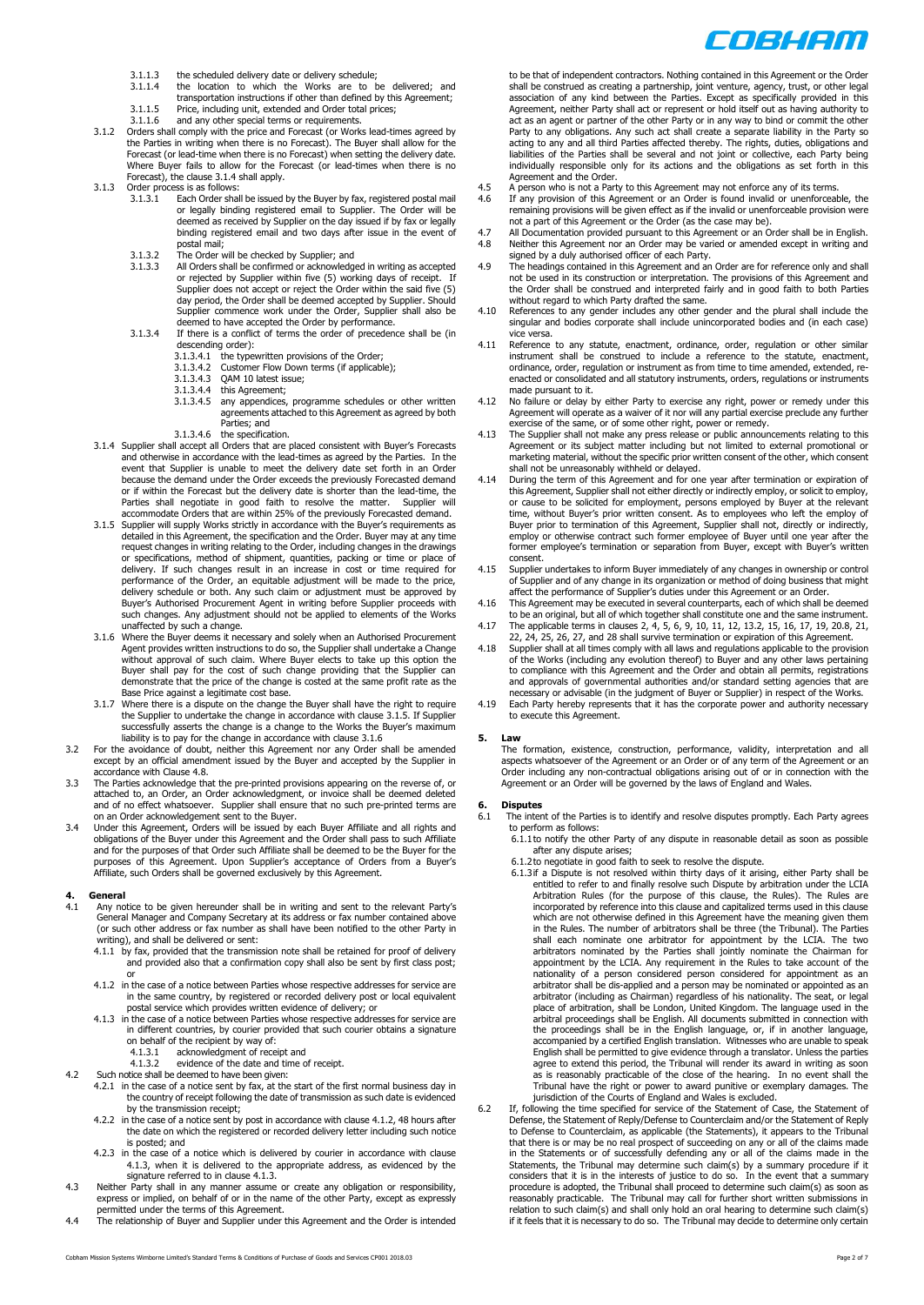3.1.1.3 the scheduled delivery date or delivery schedule;

3.1.1.4 the location to which the Works are to be delivered; and transportation instructions if other than defined by this Agreement;

3.1.1.5 Price, including unit, extended and Order total prices;

3.1.1.6 and any other special terms or requirements.

3.1.2 Orders shall comply with the price and Forecast (or Works lead-times agreed by the Parties in writing when there is no Forecast). The Buyer shall allow for the Forecast (or lead-time when there is no Forecast) when setting the delivery date. Where Buyer fails to allow for the Forecast (or lead-times when there is no Forecast), the clause 3.1.4 shall apply.

3.1.3 Order process is as follows:

3.1.3.1 Each Order shall be issued by the Buyer by fax, registered postal mail or legally binding registered email to Supplier. The Order will be deemed as received by Supplier on the day issued if by fax or legally binding registered email and two days after issue in the event of postal mail;

3.1.3.2 The Order will be checked by Supplier; and

3.1.3.3 All Orders shall be confirmed or acknowledged in writing as accepted or rejected by Supplier within five (5) working days of receipt. If Supplier does not accept or reject the Order within the said five (5) day period, the Order shall be deemed accepted by Supplier. Should Supplier commence work under the Order, Supplier shall also be deemed to have accepted the Order by performance.

3.1.3.4 If there is a conflict of terms the order of precedence shall be (in descending order):

3.1.3.4.1 the typewritten provisions of the Order;

3.1.3.4.2 Customer Flow Down terms (if applicable);

3.1.3.4.3 QAM 10 latest issue;

3.1.3.4.4 this Agreement;

3.1.3.4.5 any appendices, programme schedules or other written agreements attached to this Agreement as agreed by both Parties; and

3.1.3.4.6 the specification.

3.1.4 Supplier shall accept all Orders that are placed consistent with Buyer's Forecasts and otherwise in accordance with the lead-times as agreed by the Parties. In the event that Supplier is unable to meet the delivery date set forth in an Order because the demand under the Order exceeds the previously Forecasted demand or if within the Forecast but the delivery date is shorter than the lead-time, the Parties shall negotiate in good faith to resolve the matter. Supplier will accommodate Orders that are within 25% of the previously Forecasted demand.

3.1.5 Supplier will supply Works strictly in accordance with the Buyer's requirements as detailed in this Agreement, the specification and the Order. Buyer may at any time request changes in writing relating to the Order, including changes in the drawings or specifications, method of shipment, quantities, packing or time or place of delivery. If such changes result in an increase in cost or time required for performance of the Order, an equitable adjustment will be made to the price, delivery schedule or both. Any such claim or adjustment must be approved by Buyer's Authorised Procurement Agent in writing before Supplier proceeds with such changes. Any adjustment should not be applied to elements of the Works unaffected by such a change.

3.1.6 Where the Buyer deems it necessary and solely when an Authorised Procurement Agent provides written instructions to do so, the Supplier shall undertake a Change without approval of such claim. Where Buyer elects to take up this option the Buyer shall pay for the cost of such change providing that the Supplier can demonstrate that the price of the change is costed at the same profit rate as the Base Price against a legitimate cost base.

3.1.7 Where there is a dispute on the change the Buyer shall have the right to require the Supplier to undertake the change in accordance with clause 3.1.5. If Supplier successfully asserts the change is a change to the Works the Buyer's maximum liability is to pay for the change in accordance with clause 3.1.6

3.2 For the avoidance of doubt, neither this Agreement nor any Order shall be amended except by an official amendment issued by the Buyer and accepted by the Supplier in accordance with Clause 4.8.

3.3 The Parties acknowledge that the pre-printed provisions appearing on the reverse of, or attached to, an Order, an Order acknowledgment, or invoice shall be deemed deleted and of no effect whatsoever. Supplier shall ensure that no such pre-printed terms are on an Order acknowledgement sent to the Buyer.

3.4 Under this Agreement, Orders will be issued by each Buyer Affiliate and all rights and obligations of the Buyer under this Agreement and the Order shall pass to such Affiliate and for the purposes of that Order such Affiliate shall be deemed to be the Buyer for the purposes of this Agreement. Upon Supplier's acceptance of Orders from a Buyer's Affiliate, such Orders shall be governed exclusively by this Agreement.

## 4. General

4.1 Any notice to be given hereunder shall be in writing and sent to the relevant Party's General Manager and Company Secretary at its address or fax number contained above (or such other address or fax number as shall have been notified to the other Party in writing), and shall be delivered or sent:

4.1.1 by fax, provided that the transmission note shall be retained for proof of delivery and provided also that a confirmation copy shall also be sent by first class post; or

4.1.2 in the case of a notice between Parties whose respective addresses for service are in the same country, by registered or recorded delivery post or local equivalent postal service which provides written evidence of delivery; or

4.1.3 in the case of a notice between Parties whose respective addresses for service are in different countries, by courier provided that such courier obtains a signature on behalf of the recipient by way of:

4.1.3.1 acknowledgment of receipt and

4.1.3.2 evidence of the date and time of receipt.

4.2 Such notice shall be deemed to have been given:

4.2.1 in the case of a notice sent by fax, at the start of the first normal business day in the country of receipt following the date of transmission as such date is evidenced by the transmission receipt;

4.2.2 in the case of a notice sent by post in accordance with clause 4.1.2, 48 hours after the date on which the registered or recorded delivery letter including such notice is posted; and

4.2.3 in the case of a notice which is delivered by courier in accordance with clause 4.1.3, when it is delivered to the appropriate address, as evidenced by the signature referred to in clause 4.1.3.

4.3 Neither Party shall in any manner assume or create any obligation or responsibility, express or implied, on behalf of or in the name of the other Party, except as expressly permitted under the terms of this Agreement.

4.4 The relationship of Buyer and Supplier under this Agreement and the Order is intended to be that of independent contractors. Nothing contained in this Agreement or the Order shall be construed as creating a partnership, joint venture, agency, trust, or other legal association of any kind between the Parties. Except as specifically provided in this Agreement, neither Party shall act or represent or hold itself out as having authority to act as an agent or partner of the other Party or in any way to bind or commit the other Party to any obligations. Any such act shall create a separate liability in the Party so acting to any and all third Parties affected thereby. The rights, duties, obligations and liabilities of the Parties shall be several and not joint or collective, each Party being individually responsible only for its actions and the obligations as set forth in this Agreement and the Order.

4.5 A person who is not a Party to this Agreement may not enforce any of its terms.

4.6 If any provision of this Agreement or an Order is found invalid or unenforceable, the remaining provisions will be given effect as if the invalid or unenforceable provision were not a part of this Agreement or the Order (as the case may be).

4.7 All Documentation provided pursuant to this Agreement or an Order shall be in English.

4.8 Neither this Agreement nor an Order may be varied or amended except in writing and signed by a duly authorised officer of each Party.

4.9 The headings contained in this Agreement and an Order are for reference only and shall not be used in its construction or interpretation. The provisions of this Agreement and the Order shall be construed and interpreted fairly and in good faith to both Parties without regard to which Party drafted the same.

4.10 References to any gender includes any other gender and the plural shall include the singular and bodies corporate shall include unincorporated bodies and (in each case) vice versa.

4.11 Reference to any statute, enactment, ordinance, order, regulation or other similar instrument shall be construed to include a reference to the statute, enactment, ordinance, order, regulation or instrument as from time to time amended, extended, re-enacted or consolidated and all statutory instruments, orders, regulations or instruments made pursuant to it.

4.12 No failure or delay by either Party to exercise any right, power or remedy under this Agreement will operate as a waiver of it nor will any partial exercise preclude any further exercise of the same, or of some other right, power or remedy.

4.13 The Supplier shall not make any press release or public announcements relating to this Agreement or its subject matter including but not limited to external promotional or marketing material, without the specific prior written consent of the other, which consent shall not be unreasonably withheld or delayed.

4.14 During the term of this Agreement and for one year after termination or expiration of this Agreement, Supplier shall not either directly or indirectly employ, or solicit to employ, or cause to be solicited for employment, persons employed by Buyer at the relevant time, without Buyer's prior written consent. As to employees who left the employ of Buyer prior to termination of this Agreement, Supplier shall not, directly or indirectly, employ or otherwise contract such former employee of Buyer until one year after the former employee's termination or separation from Buyer, except with Buyer's written consent.

4.15 Supplier undertakes to inform Buyer immediately of any changes in ownership or control of Supplier and of any change in its organization or method of doing business that might affect the performance of Supplier's duties under this Agreement or an Order.

4.16 This Agreement may be executed in several counterparts, each of which shall be deemed to be an original, but all of which together shall constitute one and the same instrument.

4.17 The applicable terms in clauses 2, 4, 5, 6, 9, 10, 11, 12, 13.2, 15, 16, 17, 19, 20.8, 21, 22, 24, 25, 26, 27, and 28 shall survive termination or expiration of this Agreement.

4.18 Supplier shall at all times comply with all laws and regulations applicable to the provision of the Works (including any evolution thereof) to Buyer and any other laws pertaining to compliance with this Agreement and the Order and obtain all permits, registrations and approvals of governmental authorities and/or standard setting agencies that are necessary or advisable (in the judgment of Buyer or Supplier) in respect of the Works.

4.19 Each Party hereby represents that it has the corporate power and authority necessary to execute this Agreement.

## 5. Law

The formation, existence, construction, performance, validity, interpretation and all aspects whatsoever of the Agreement or an Order or of any term of the Agreement or an Order including any non-contractual obligations arising out of or in connection with the Agreement or an Order will be governed by the laws of England and Wales.

## 6. Disputes

6.1 The intent of the Parties is to identify and resolve disputes promptly. Each Party agrees to perform as follows:

6.1.1 to notify the other Party of any dispute in reasonable detail as soon as possible after any dispute arises;

6.1.2 to negotiate in good faith to seek to resolve the dispute.

6.1.3 if a Dispute is not resolved within thirty days of it arising, either Party shall be entitled to refer to and finally resolve such Dispute by arbitration under the LCIA Arbitration Rules (for the purpose of this clause, the Rules). The Rules are incorporated by reference into this clause and capitalized terms used in this clause which are not otherwise defined in this Agreement have the meaning given them in the Rules. The number of arbitrators shall be three (the Tribunal). The Parties shall each nominate one arbitrator for appointment by the LCIA. The two arbitrators nominated by the Parties shall jointly nominate the Chairman for appointment by the LCIA. Any requirement in the Rules to take account of the nationality of a person considered person considered for appointment as an arbitrator shall be dis-applied and a person may be nominated or appointed as an arbitrator (including as Chairman) regardless of his nationality. The seat, or legal place of arbitration, shall be London, United Kingdom. The language used in the arbitral proceedings shall be English. All documents submitted in connection with the proceedings shall be in the English language, or, if in another language, accompanied by a certified English translation. Witnesses who are unable to speak English shall be permitted to give evidence through a translator. Unless the parties agree to extend this period, the Tribunal will render its award in writing as soon as is reasonably practicable of the close of the hearing. In no event shall the Tribunal have the right or power to award punitive or exemplary damages. The jurisdiction of the Courts of England and Wales is excluded.

6.2 If, following the time specified for service of the Statement of Case, the Statement of Defense, the Statement of Reply/Defense to Counterclaim and/or the Statement of Reply to Defense to Counterclaim, as applicable (the Statements), it appears to the Tribunal that there is or may be no real prospect of succeeding on any or all of the claims made in the Statements or of successfully defending any or all of the claims made in the Statements, the Tribunal may determine such claim(s) by a summary procedure if it considers that it is in the interests of justice to do so. In the event that a summary procedure is adopted, the Tribunal shall proceed to determine such claim(s) as soon as reasonably practicable. The Tribunal may call for further short written submissions in relation to such claim(s) and shall only hold an oral hearing to determine such claim(s) if it feels that it is necessary to do so. The Tribunal may decide to determine only certain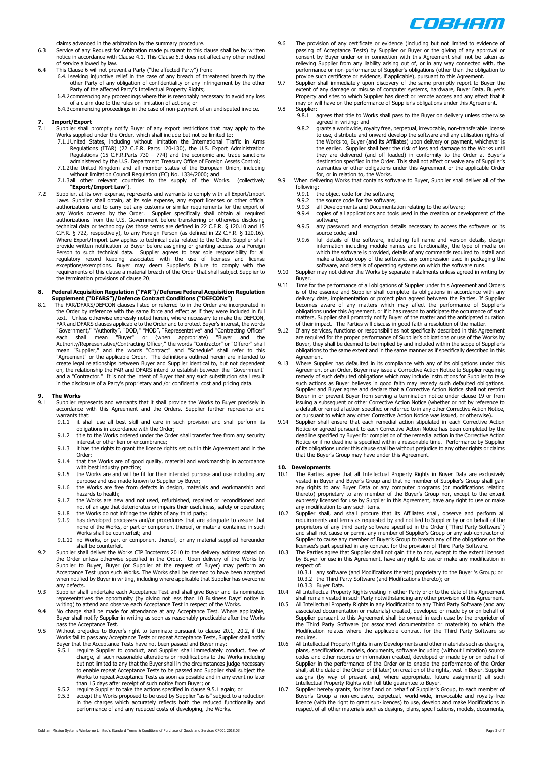claims advanced in the arbitration by the summary procedure.

6.3 Service of any Request for Arbitration made pursuant to this clause shall be by written notice in accordance with Clause 4.1. This Clause 6.3 does not affect any other method of service allowed by law.

6.4 This Clause 6 will not prevent a Party ("the affected Party") from:

6.4.1 seeking injunctive relief in the case of any breach of threatened breach by the other Party of any obligation of confidentiality or any infringement by the other Party of the affected Party's Intellectual Property Rights;

6.4.2 commencing any proceedings where this is reasonably necessary to avoid any loss of a claim due to the rules on limitation of actions; or

6.4.3 commencing proceedings in the case of non-payment of an undisputed invoice.

## 7. Import/Export

7.1 Supplier shall promptly notify Buyer of any export restrictions that may apply to the Works supplied under the Order, which shall include but not be limited to:

7.1.1 United States, including without limitation the International Traffic in Arms Regulations (ITAR) (22 C.F.R. Parts 120-130), the U.S. Export Administration Regulations (15 C.F.R.Parts 730 – 774) and the economic and trade sanctions administered by the U.S. Department Treasury Office of Foreign Assets Control;

7.1.2 the United Kingdom and all member states of the European Union, including without limitation Council Regulation (EC) No. 1334/2000; and

7.1.3 all other relevant countries to the supply of the Works. (collectively "**Export/Import Law**").

7.2 Supplier, at its own expense, represents and warrants to comply with all Export/Import Laws. Supplier shall obtain, at its sole expense, any export licenses or other official authorizations and to carry out any customs or similar requirements for the export of any Works covered by the Order. Supplier specifically shall obtain all required authorizations from the U.S. Government before transferring or otherwise disclosing technical data or technology (as those terms are defined in 22 C.F.R. § 120.10 and 15 C.F.R. § 722, respectively), to any Foreign Person (as defined in 22 C.F.R. § 120.16). Where Export/Import Law applies to technical data related to the Order, Supplier shall provide written notification to Buyer before assigning or granting access to a Foreign Person to such technical data. Supplier agrees to bear sole responsibility for all regulatory record keeping associated with the use of licenses and license exceptions/exemptions. Buyer may deem Supplier's failure to comply with the requirements of this clause a material breach of the Order that shall subject Supplier to the termination provisions of clause 20.

## 8. Federal Acquisition Regulation ("FAR")/Defense Federal Acquisition Regulation Supplement ("DFARS")/Defence Contract Conditions ("DEFCONs")

8.1 The FAR/DFARS/DEFCON clauses listed or referred to in the Order are incorporated in the Order by reference with the same force and effect as if they were included in full text. Unless otherwise expressly noted herein, where necessary to make the DEFCON, FAR and DFARS clauses applicable to the Order and to protect Buyer's interest, the words "Government," "Authority", "DOD," "MOD", "Representative" and "Contracting Officer" each shall mean "Buyer" or (when appropriate) "Buyer and the Authority/Representative/Contracting Officer," the words "Contractor" or "Offeror" shall mean "Supplier," and the words "Contract" and "Schedule" shall refer to this "Agreement" or the applicable Order. The definitions outlined herein are intended to create legal relationships between Buyer and Supplier identical to, but not dependent on, the relationship the FAR and DFARS intend to establish between the "Government" and a "Contractor." It is not the intent of Buyer that any such substitution shall result in the disclosure of a Party's proprietary and /or confidential cost and pricing data.

## 9. The Works

9.1 Supplier represents and warrants that it shall provide the Works to Buyer precisely in accordance with this Agreement and the Orders. Supplier further represents and warrants that:

9.1.1 it shall use all best skill and care in such provision and shall perform its obligations in accordance with the Order;

9.1.2 title to the Works ordered under the Order shall transfer free from any security interest or other lien or encumbrance;

9.1.3 it has the rights to grant the licence rights set out in this Agreement and in the Order;

9.1.4 that the Works are of good quality, material and workmanship in accordance with best industry practice;

9.1.5 the Works are and will be fit for their intended purpose and use including any purpose and use made known to Supplier by Buyer;

9.1.6 the Works are free from defects in design, materials and workmanship and hazards to health;

9.1.7 the Works are new and not used, refurbished, repaired or reconditioned and not of an age that deteriorates or impairs their usefulness, safety or operation;

9.1.8 the Works do not infringe the rights of any third party;

9.1.9 has developed processes and/or procedures that are adequate to assure that none of the Works, or part or component thereof, or material contained in such Works shall be counterfeit; and

9.1.10 no Works, or part or component thereof, or any material supplied hereunder shall be counterfeit.

9.2 Supplier shall deliver the Works CIP Incoterms 2010 to the delivery address stated on the Order unless otherwise specified in the Order. Upon delivery of the Works by Supplier to Buyer, Buyer (or Supplier at the request of Buyer) may perform an Acceptance Test upon such Works. The Works shall be deemed to have been accepted when notified by Buyer in writing, including where applicable that Supplier has overcome any defects.

9.3 Supplier shall undertake each Acceptance Test and shall give Buyer and its nominated representatives the opportunity (by giving not less than 10 Business Days' notice in writing) to attend and observe each Acceptance Test in respect of the Works.

9.4 No charge shall be made for attendance at any Acceptance Test. Where applicable, Buyer shall notify Supplier in writing as soon as reasonably practicable after the Works pass the Acceptance Test.

9.5 Without prejudice to Buyer's right to terminate pursuant to clause 20.1, 20.2, if the Works fail to pass any Acceptance Tests or repeat Acceptance Tests, Supplier shall notify Buyer that the Acceptance Tests have not been passed and Buyer may:

9.5.1 require Supplier to conduct, and Supplier shall immediately conduct, free of charge, all such reasonable alterations or modifications to the Works including but not limited to any that the Buyer shall in the circumstances judge necessary to enable repeat Acceptance Tests to be passed and Supplier shall subject the Works to repeat Acceptance Tests as soon as possible and in any event no later than 15 days after receipt of such notice from Buyer; or

9.5.2 require Supplier to take the actions specified in clause 9.5.1 again; or

9.5.3 accept the Works proposed to be used by Supplier "as is" subject to a reduction in the charges which accurately reflects both the reduced functionality and performance of and any reduced costs of developing, the Works.

9.6 The provision of any certificate or evidence (including but not limited to evidence of passing of Acceptance Tests) by Supplier or Buyer or the giving of any approval or consent by Buyer under or in connection with this Agreement shall not be taken as relieving Supplier from any liability arising out of, or in any way connected with, the performance or non-performance of Supplier's obligations (other than the obligation to provide such certificate or evidence, if applicable), pursuant to this Agreement.

9.7 Supplier shall immediately upon discovery of the same promptly report to Buyer the extent of any damage or misuse of computer systems, hardware, Buyer Data, Buyer's Property and sites to which Supplier has direct or remote access and any effect that it may or will have on the performance of Supplier's obligations under this Agreement.

9.8 Supplier:

9.8.1 agrees that title to Works shall pass to the Buyer on delivery unless otherwise agreed in writing; and

9.8.2 grants a worldwide, royalty free, perpetual, irrevocable, non-transferable license to use, distribute and onward develop the software and any utilisation rights of the Works to, Buyer (and its Affiliates) upon delivery or payment, whichever is the earlier. Supplier shall bear the risk of loss and damage to the Works until they are delivered (and off loaded) in conformity to the Order at Buyer's destination specified in the Order. This shall not affect or waive any of Supplier's warranties or other obligations under this Agreement or the applicable Order for, or in relation to, the Works.

9.9 When delivering Works that contains software to Buyer, Supplier shall deliver all of the following:

9.9.1 the object code for the software;

9.9.2 the source code for the software;

9.9.3 all Developments and Documentation relating to the software;

9.9.4 copies of all applications and tools used in the creation or development of the software;

9.9.5 any password and encryption details necessary to access the software or its source code; and

9.9.6 full details of the software, including full name and version details, design information including module names and functionality, the type of media on which the software is provided, details of any commands required to install and make a backup copy of the software, any compression used in packaging the software, and details of operating systems on which the software runs.

9.10 Supplier may not deliver the Works by separate instalments unless agreed in writing by Buyer.

9.11 Time for the performance of all obligations of Supplier under this Agreement and Orders is of the essence and Supplier shall complete its obligations in accordance with any delivery date, implementation or project plan agreed between the Parties. If Supplier becomes aware of any matters which may affect the performance of Supplier's obligations under this Agreement, or if it has reason to anticipate the occurrence of such matters, Supplier shall promptly notify Buyer of the matter and the anticipated duration of their impact. The Parties will discuss in good faith a resolution of the matter.

9.12 If any services, functions or responsibilities not specifically described in this Agreement are required for the proper performance of Supplier's obligations or use of the Works by Buyer, they shall be deemed to be implied by and included within the scope of Supplier's obligations to the same extent and in the same manner as if specifically described in this Agreement.

9.13 Where Supplier has defaulted in its compliance with any of its obligations under this Agreement or an Order, Buyer may issue a Corrective Action Notice to Supplier requiring remedy of such defaulted obligations which may include instructions for Supplier to take such actions as Buyer believes in good faith may remedy such defaulted obligations. Supplier and Buyer agree and declare that a Corrective Action Notice shall not restrict Buyer in or prevent Buyer from serving a termination notice under clause 19 or from issuing a subsequent or other Corrective Action Notice (whether or not by reference to a default or remedial action specified or referred to in any other Corrective Action Notice, or pursuant to which any other Corrective Action Notice was issued, or otherwise).

9.14 Supplier shall ensure that each remedial action stipulated in each Corrective Action Notice or agreed pursuant to each Corrective Action Notice has been completed by the deadline specified by Buyer for completion of the remedial action in the Corrective Action Notice or if no deadline is specified within a reasonable time. Performance by Supplier of its obligations under this clause shall be without prejudice to any other rights or claims that the Buyer's Group may have under this Agreement.

## 10. Developments

10.1 The Parties agree that all Intellectual Property Rights in Buyer Data are exclusively vested in Buyer and Buyer's Group and that no member of Supplier's Group shall gain any rights to any Buyer Data or any computer programs (or modifications relating thereto) proprietary to any member of the Buyer's Group nor, except to the extent expressly licensed for use by Supplier in this Agreement, have any right to use or make any modification to any such items.

10.2 Supplier shall, and shall procure that its Affiliates shall, observe and perform all requirements and terms as requested by and notified to Supplier by or on behalf of the proprietors of any third party software specified in the Order ("Third Party Software") and shall not cause or permit any member of Supplier's Group or any sub-contractor of Supplier to cause any member of Buyer's Group to breach any of the obligations on the licensee's part specified in any contract for the provision of Third Party Software.

10.3 The Parties agree that Supplier shall not gain title to nor, except to the extent licensed by Buyer for use in this Agreement, have any right to use or make any modification in respect of:

10.3.1 any software (and Modifications thereto) proprietary to the Buyer 's Group; or

10.3.2 the Third Party Software (and Modifications thereto); or

10.3.3 Buyer Data.

10.4 All Intellectual Property Rights vesting in either Party prior to the date of this Agreement shall remain vested in such Party notwithstanding any other provision of this Agreement.

10.5 All Intellectual Property Rights in any Modification to any Third Party Software (and any associated documentation or materials) created, developed or made by or on behalf of Supplier pursuant to this Agreement shall be owned in each case by the proprietor of the Third Party Software (or associated documentation or materials) to which the Modification relates where the applicable contract for the Third Party Software so requires.

10.6 All Intellectual Property Rights in any Developments and other materials such as designs, plans, specifications, models, documents, software including (without limitation) source codes and other records or information created, developed or made by or on behalf of Supplier in the performance of the Order or to enable the performance of the Order shall, at the date of the Order or (if later) on creation of the rights, vest in Buyer. Supplier assigns (by way of present and, where appropriate, future assignment) all such Intellectual Property Rights with full title guarantee to Buyer.

10.7 Supplier hereby grants, for itself and on behalf of Supplier's Group, to each member of Buyer's Group a non-exclusive, perpetual, world-wide, irrevocable and royalty-free licence (with the right to grant sub-licences) to use, develop and make Modifications in respect of all other materials such as designs, plans, specifications, models, documents,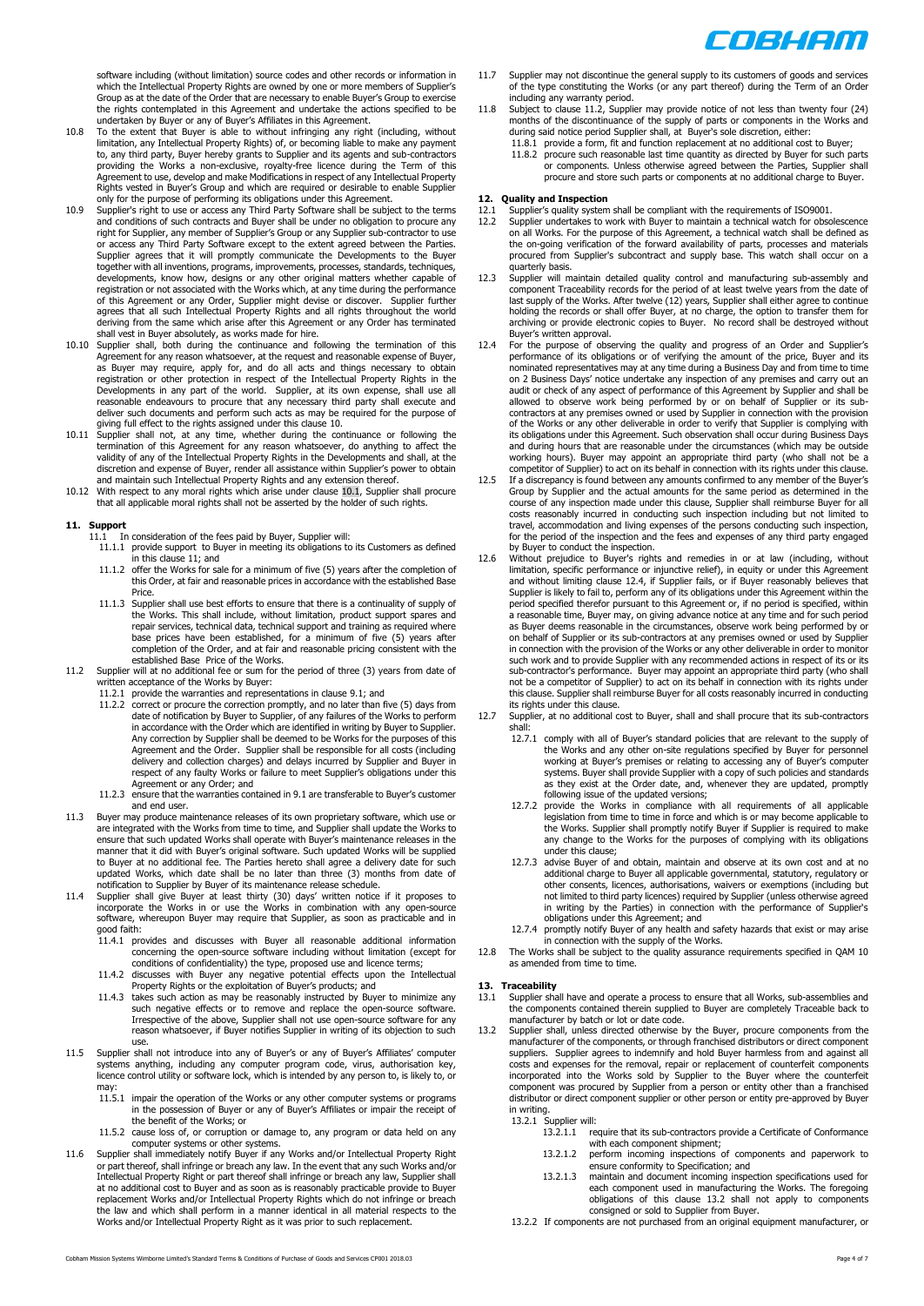software including (without limitation) source codes and other records or information in which the Intellectual Property Rights are owned by one or more members of Supplier's Group as at the date of the Order that are necessary to enable Buyer's Group to exercise the rights contemplated in this Agreement and undertake the actions specified to be undertaken by Buyer or any of Buyer's Affiliates in this Agreement.

10.8 To the extent that Buyer is able to without infringing any right (including, without limitation, any Intellectual Property Rights) of, or becoming liable to make any payment to, any third party, Buyer hereby grants to Supplier and its agents and sub-contractors providing the Works a non-exclusive, royalty-free licence during the Term of this Agreement to use, develop and make Modifications in respect of any Intellectual Property Rights vested in Buyer's Group and which are required or desirable to enable Supplier only for the purpose of performing its obligations under this Agreement.

10.9 Supplier's right to use or access any Third Party Software shall be subject to the terms and conditions of such contracts and Buyer shall be under no obligation to procure any right for Supplier, any member of Supplier's Group or any Supplier sub-contractor to use or access any Third Party Software except to the extent agreed between the Parties. Supplier agrees that it will promptly communicate the Developments to the Buyer together with all inventions, programs, improvements, processes, standards, techniques, developments, know how, designs or any other original matters whether capable of registration or not associated with the Works which, at any time during the performance of this Agreement or any Order, Supplier might devise or discover. Supplier further agrees that all such Intellectual Property Rights and all rights throughout the world deriving from the same which arise after this Agreement or any Order has terminated shall vest in Buyer absolutely, as works made for hire.

10.10 Supplier shall, both during the continuance and following the termination of this Agreement for any reason whatsoever, at the request and reasonable expense of Buyer, as Buyer may require, apply for, and do all acts and things necessary to obtain registration or other protection in respect of the Intellectual Property Rights in the Developments in any part of the world. Supplier, at its own expense, shall use all reasonable endeavours to procure that any necessary third party shall execute and deliver such documents and perform such acts as may be required for the purpose of giving full effect to the rights assigned under this clause 10.

10.11 Supplier shall not, at any time, whether during the continuance or following the termination of this Agreement for any reason whatsoever, do anything to affect the validity of any of the Intellectual Property Rights in the Developments and shall, at the discretion and expense of Buyer, render all assistance within Supplier's power to obtain and maintain such Intellectual Property Rights and any extension thereof.

10.12 With respect to any moral rights which arise under clause 10.1, Supplier shall procure that all applicable moral rights shall not be asserted by the holder of such rights.

## 11. Support

11.1 In consideration of the fees paid by Buyer, Supplier will:

11.1.1 provide support to Buyer in meeting its obligations to its Customers as defined in this clause 11; and

11.1.2 offer the Works for sale for a minimum of five (5) years after the completion of this Order, at fair and reasonable prices in accordance with the established Base Price.

11.1.3 Supplier shall use best efforts to ensure that there is a continuality of supply of the Works. This shall include, without limitation, product support spares and repair services, technical data, technical support and training as required where base prices have been established, for a minimum of five (5) years after completion of the Order, and at fair and reasonable pricing consistent with the established Base Price of the Works.

11.2 Supplier will at no additional fee or sum for the period of three (3) years from date of written acceptance of the Works by Buyer:

11.2.1 provide the warranties and representations in clause 9.1; and

11.2.2 correct or procure the correction promptly, and no later than five (5) days from date of notification by Buyer to Supplier, of any failures of the Works to perform in accordance with the Order which are identified in writing by Buyer to Supplier. Any correction by Supplier shall be deemed to be Works for the purposes of this Agreement and the Order. Supplier shall be responsible for all costs (including delivery and collection charges) and delays incurred by Supplier and Buyer in respect of any faulty Works or failure to meet Supplier's obligations under this Agreement or any Order; and

11.2.3 ensure that the warranties contained in 9.1 are transferable to Buyer's customer and end user.

11.3 Buyer may produce maintenance releases of its own proprietary software, which use or are integrated with the Works from time to time, and Supplier shall update the Works to ensure that such updated Works shall operate with Buyer's maintenance releases in the manner that it did with Buyer's original software. Such updated Works will be supplied to Buyer at no additional fee. The Parties hereto shall agree a delivery date for such updated Works, which date shall be no later than three (3) months from date of notification to Supplier by Buyer of its maintenance release schedule.

11.4 Supplier shall give Buyer at least thirty (30) days' written notice if it proposes to incorporate the Works in or use the Works in combination with any open-source software, whereupon Buyer may require that Supplier, as soon as practicable and in good faith:

11.4.1 provides and discusses with Buyer all reasonable additional information concerning the open-source software including without limitation (except for conditions of confidentiality) the type, proposed use and licence terms;

11.4.2 discusses with Buyer any negative potential effects upon the Intellectual Property Rights or the exploitation of Buyer's products; and

11.4.3 takes such action as may be reasonably instructed by Buyer to minimize any such negative effects or to remove and replace the open-source software. Irrespective of the above, Supplier shall not use open-source software for any reason whatsoever, if Buyer notifies Supplier in writing of its objection to such use.

11.5 Supplier shall not introduce into any of Buyer's or any of Buyer's Affiliates' computer systems anything, including any computer program code, virus, authorisation key, licence control utility or software lock, which is intended by any person to, is likely to, or may:

11.5.1 impair the operation of the Works or any other computer systems or programs in the possession of Buyer or any of Buyer's Affiliates or impair the receipt of the benefit of the Works; or

11.5.2 cause loss of, or corruption or damage to, any program or data held on any computer systems or other systems.

11.6 Supplier shall immediately notify Buyer if any Works and/or Intellectual Property Right or part thereof, shall infringe or breach any law. In the event that any such Works and/or Intellectual Property Right or part thereof shall infringe or breach any law, Supplier shall at no additional cost to Buyer and as soon as is reasonably practicable provide to Buyer replacement Works and/or Intellectual Property Rights which do not infringe or breach the law and which shall perform in a manner identical in all material respects to the Works and/or Intellectual Property Right as it was prior to such replacement.

11.7 Supplier may not discontinue the general supply to its customers of goods and services of the type constituting the Works (or any part thereof) during the Term of an Order including any warranty period.

11.8 Subject to clause 11.2, Supplier may provide notice of not less than twenty four (24) months of the discontinuance of the supply of parts or components in the Works and during said notice period Supplier shall, at Buyer's sole discretion, either:

11.8.1 provide a form, fit and function replacement at no additional cost to Buyer;

11.8.2 procure such reasonable last time quantity as directed by Buyer for such parts or components. Unless otherwise agreed between the Parties, Supplier shall procure and store such parts or components at no additional charge to Buyer.

## 12. Quality and Inspection

12.1 Supplier's quality system shall be compliant with the requirements of ISO9001.

12.2 Supplier undertakes to work with Buyer to maintain a technical watch for obsolescence on all Works. For the purpose of this Agreement, a technical watch shall be defined as the on-going verification of the forward availability of parts, processes and materials procured from Supplier's subcontract and supply base. This watch shall occur on a quarterly basis.

12.3 Supplier will maintain detailed quality control and manufacturing sub-assembly and component Traceability records for the period of at least twelve years from the date of last supply of the Works. After twelve (12) years, Supplier shall either agree to continue holding the records or shall offer Buyer, at no charge, the option to transfer them for archiving or provide electronic copies to Buyer. No record shall be destroyed without Buyer's written approval.

12.4 For the purpose of observing the quality and progress of an Order and Supplier's performance of its obligations or of verifying the amount of the price, Buyer and its nominated representatives may at any time during a Business Day and from time to time on 2 Business Days' notice undertake any inspection of any premises and carry out an audit or check of any aspect of performance of this Agreement by Supplier and shall be allowed to observe work being performed by or on behalf of Supplier or its sub-contractors at any premises owned or used by Supplier in connection with the provision of the Works or any other deliverable in order to verify that Supplier is complying with its obligations under this Agreement. Such observation shall occur during Business Days and during hours that are reasonable under the circumstances (which may be outside working hours). Buyer may appoint an appropriate third party (who shall not be a competitor of Supplier) to act on its behalf in connection with its rights under this clause.

12.5 If a discrepancy is found between any amounts confirmed to any member of the Buyer's Group by Supplier and the actual amounts for the same period as determined in the course of any inspection made under this clause, Supplier shall reimburse Buyer for all costs reasonably incurred in conducting such inspection including but not limited to travel, accommodation and living expenses of the persons conducting such inspection, for the period of the inspection and the fees and expenses of any third party engaged by Buyer to conduct the inspection.

12.6 Without prejudice to Buyer's rights and remedies in or at law (including, without limitation, specific performance or injunctive relief), in equity or under this Agreement and without limiting clause 12.4, if Supplier fails, or if Buyer reasonably believes that Supplier is likely to fail to, perform any of its obligations under this Agreement within the period specified therefor pursuant to this Agreement or, if no period is specified, within a reasonable time, Buyer may, on giving advance notice at any time and for such period as Buyer deems reasonable in the circumstances, observe work being performed by or on behalf of Supplier or its sub-contractors at any premises owned or used by Supplier in connection with the provision of the Works or any other deliverable in order to monitor such work and to provide Supplier with any recommended actions in respect of its or its sub-contractor's performance. Buyer may appoint an appropriate third party (who shall not be a competitor of Supplier) to act on its behalf in connection with its rights under this clause. Supplier shall reimburse Buyer for all costs reasonably incurred in conducting its rights under this clause.

12.7 Supplier, at no additional cost to Buyer, shall and shall procure that its sub-contractors shall:

12.7.1 comply with all of Buyer's standard policies that are relevant to the supply of the Works and any other on-site regulations specified by Buyer for personnel working at Buyer's premises or relating to accessing any of Buyer's computer systems. Buyer shall provide Supplier with a copy of such policies and standards as they exist at the Order date, and, whenever they are updated, promptly following issue of the updated versions;

12.7.2 provide the Works in compliance with all requirements of all applicable legislation from time to time in force and which is or may become applicable to the Works. Supplier shall promptly notify Buyer if Supplier is required to make any change to the Works for the purposes of complying with its obligations under this clause;

12.7.3 advise Buyer of and obtain, maintain and observe at its own cost and at no additional charge to Buyer all applicable governmental, statutory, regulatory or other consents, licences, authorisations, waivers or exemptions (including but not limited to third party licences) required by Supplier (unless otherwise agreed in writing by the Parties) in connection with the performance of Supplier's obligations under this Agreement; and

12.7.4 promptly notify Buyer of any health and safety hazards that exist or may arise in connection with the supply of the Works.

12.8 The Works shall be subject to the quality assurance requirements specified in QAM 10 as amended from time to time.

## 13. Traceability

13.1 Supplier shall have and operate a process to ensure that all Works, sub-assemblies and the components contained therein supplied to Buyer are completely Traceable back to manufacturer by batch or lot or date code.

13.2 Supplier shall, unless directed otherwise by the Buyer, procure components from the manufacturer of the components, or through franchised distributors or direct component suppliers. Supplier agrees to indemnify and hold Buyer harmless from and against all costs and expenses for the removal, repair or replacement of counterfeit components incorporated into the Works sold by Supplier to the Buyer where the counterfeit component was procured by Supplier from a person or entity other than a franchised distributor or direct component supplier or other person or entity pre-approved by Buyer in writing.

13.2.1 Supplier will:

13.2.1.1 require that its sub-contractors provide a Certificate of Conformance with each component shipment;

13.2.1.2 perform incoming inspections of components and paperwork to ensure conformity to Specification; and

13.2.1.3 maintain and document incoming inspection specifications used for each component used in manufacturing the Works. The foregoing obligations of this clause 13.2 shall not apply to components consigned or sold to Supplier from Buyer.

13.2.2 If components are not purchased from an original equipment manufacturer, or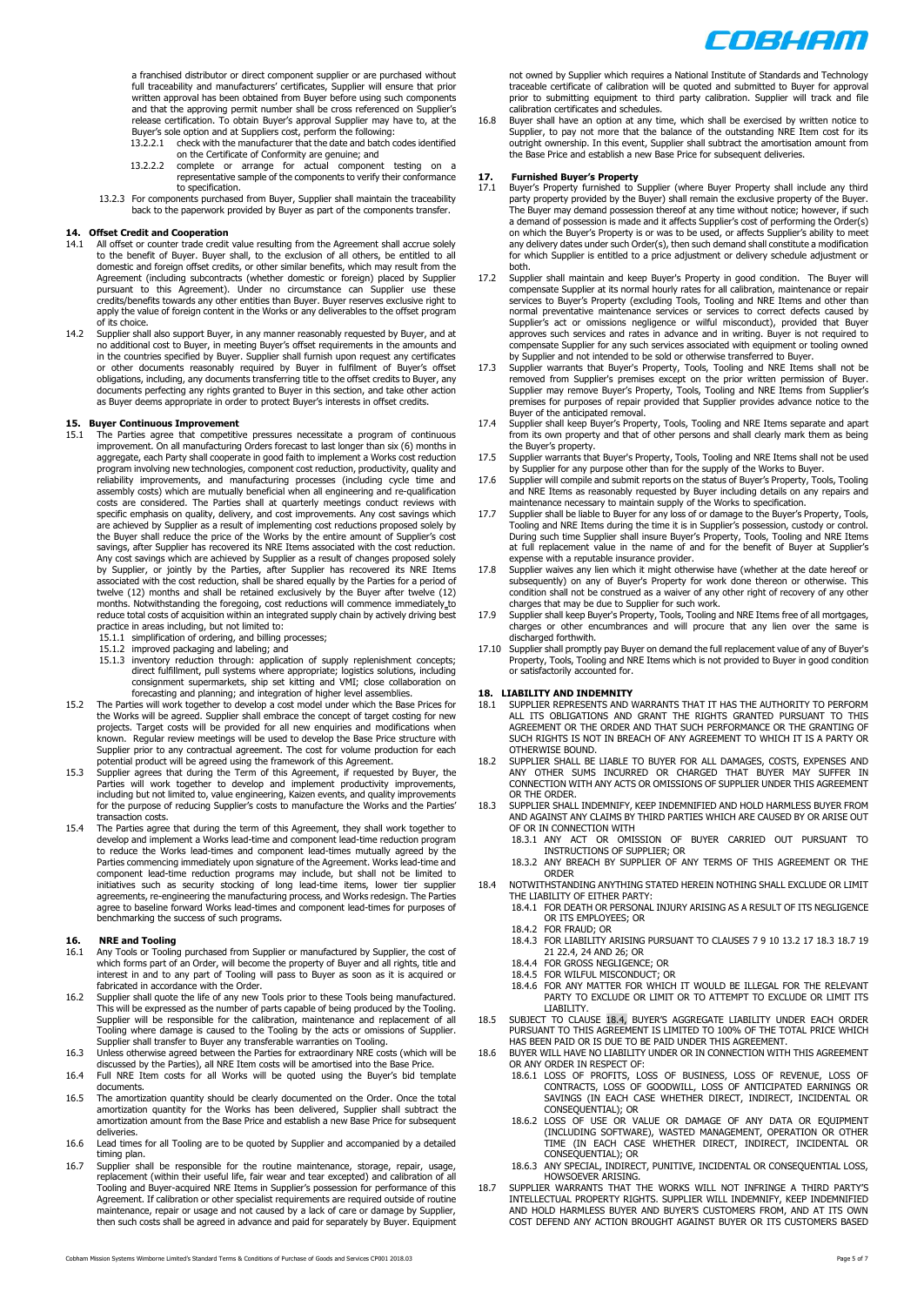a franchised distributor or direct component supplier or are purchased without full traceability and manufacturers' certificates, Supplier will ensure that prior written approval has been obtained from Buyer before using such components and that the approving permit number shall be cross referenced on Supplier's release certification. To obtain Buyer's approval Supplier may have to, at the Buyer's sole option and at Suppliers cost, perform the following:

13.2.2.1 check with the manufacturer that the date and batch codes identified on the Certificate of Conformity are genuine; and

13.2.2.2 complete or arrange for actual component testing on a representative sample of the components to verify their conformance to specification.

13.2.3 For components purchased from Buyer, Supplier shall maintain the traceability back to the paperwork provided by Buyer as part of the components transfer.

## 14. Offset Credit and Cooperation

14.1 All offset or counter trade credit value resulting from the Agreement shall accrue solely to the benefit of Buyer. Buyer shall, to the exclusion of all others, be entitled to all domestic and foreign offset credits, or other similar benefits, which may result from the Agreement (including subcontracts (whether domestic or foreign) placed by Supplier pursuant to this Agreement). Under no circumstance can Supplier use these credits/benefits towards any other entities than Buyer. Buyer reserves exclusive right to apply the value of foreign content in the Works or any deliverables to the offset program of its choice.

14.2 Supplier shall also support Buyer, in any manner reasonably requested by Buyer, and at no additional cost to Buyer, in meeting Buyer's offset requirements in the amounts and in the countries specified by Buyer. Supplier shall furnish upon request any certificates or other documents reasonably required by Buyer in fulfilment of Buyer's offset obligations, including, any documents transferring title to the offset credits to Buyer, any documents perfecting any rights granted to Buyer in this section, and take other action as Buyer deems appropriate in order to protect Buyer's interests in offset credits.

## 15. Buyer Continuous Improvement

15.1 The Parties agree that competitive pressures necessitate a program of continuous improvement. On all manufacturing Orders forecast to last longer than six (6) months in aggregate, each Party shall cooperate in good faith to implement a Works cost reduction program involving new technologies, component cost reduction, productivity, quality and reliability improvements, and manufacturing processes (including cycle time and assembly costs) which are mutually beneficial when all engineering and re-qualification costs are considered. The Parties shall at quarterly meetings conduct reviews with specific emphasis on quality, delivery, and cost improvements. Any cost savings which are achieved by Supplier as a result of implementing cost reductions proposed solely by the Buyer shall reduce the price of the Works by the entire amount of Supplier's cost savings, after Supplier has recovered its NRE Items associated with the cost reduction. Any cost savings which are achieved by Supplier as a result of changes proposed solely by Supplier, or jointly by the Parties, after Supplier has recovered its NRE Items associated with the cost reduction, shall be shared equally by the Parties for a period of twelve (12) months and shall be retained exclusively by the Buyer after twelve (12) months. Notwithstanding the foregoing, cost reductions will commence immediately to reduce total costs of acquisition within an integrated supply chain by actively driving best practice in areas including, but not limited to:

15.1.1 simplification of ordering, and billing processes;

15.1.2 improved packaging and labeling; and

15.1.3 inventory reduction through: application of supply replenishment concepts; direct fulfillment, pull systems where appropriate; logistics solutions, including consignment supermarkets, ship set kitting and VMI; close collaboration on forecasting and planning; and integration of higher level assemblies.

15.2 The Parties will work together to develop a cost model under which the Base Prices for the Works will be agreed. Supplier shall embrace the concept of target costing for new projects. Target costs will be provided for all new enquiries and modifications when known. Regular review meetings will be used to develop the Base Price structure with Supplier prior to any contractual agreement. The cost for volume production for each potential product will be agreed using the framework of this Agreement.

15.3 Supplier agrees that during the Term of this Agreement, if requested by Buyer, the Parties will work together to develop and implement productivity improvements, including but not limited to, value engineering, Kaizen events, and quality improvements for the purpose of reducing Supplier's costs to manufacture the Works and the Parties' transaction costs.

15.4 The Parties agree that during the term of this Agreement, they shall work together to develop and implement a Works lead-time and component lead-time reduction program to reduce the Works lead-times and component lead-times mutually agreed by the Parties commencing immediately upon signature of the Agreement. Works lead-time and component lead-time reduction programs may include, but shall not be limited to initiatives such as security stocking of long lead-time items, lower tier supplier agreements, re-engineering the manufacturing process, and Works redesign. The Parties agree to baseline forward Works lead-times and component lead-times for purposes of benchmarking the success of such programs.

## 16. NRE and Tooling

16.1 Any Tools or Tooling purchased from Supplier or manufactured by Supplier, the cost of which forms part of an Order, will become the property of Buyer and all rights, title and interest in and to any part of Tooling will pass to Buyer as soon as it is acquired or fabricated in accordance with the Order.

16.2 Supplier shall quote the life of any new Tools prior to these Tools being manufactured. This will be expressed as the number of parts capable of being produced by the Tooling. Supplier will be responsible for the calibration, maintenance and replacement of all Tooling where damage is caused to the Tooling by the acts or omissions of Supplier. Supplier shall transfer to Buyer any transferable warranties on Tooling.

16.3 Unless otherwise agreed between the Parties for extraordinary NRE costs (which will be discussed by the Parties), all NRE Item costs will be amortised into the Base Price.

16.4 Full NRE Item costs for all Works will be quoted using the Buyer's bid template documents.

16.5 The amortization quantity should be clearly documented on the Order. Once the total amortization quantity for the Works has been delivered, Supplier shall subtract the amortization amount from the Base Price and establish a new Base Price for subsequent deliveries.

16.6 Lead times for all Tooling are to be quoted by Supplier and accompanied by a detailed timing plan.

16.7 Supplier shall be responsible for the routine maintenance, storage, repair, usage, replacement (within their useful life, fair wear and tear excepted) and calibration of all Tooling and Buyer-acquired NRE Items in Supplier's possession for performance of this Agreement. If calibration or other specialist requirements are required outside of routine maintenance, repair or usage and not caused by a lack of care or damage by Supplier, then such costs shall be agreed in advance and paid for separately by Buyer. Equipment not owned by Supplier which requires a National Institute of Standards and Technology traceable certificate of calibration will be quoted and submitted to Buyer for approval prior to submitting equipment to third party calibration. Supplier will track and file calibration certificates and schedules.

16.8 Buyer shall have an option at any time, which shall be exercised by written notice to Supplier, to pay not more that the balance of the outstanding NRE Item cost for its outright ownership. In this event, Supplier shall subtract the amortisation amount from the Base Price and establish a new Base Price for subsequent deliveries.

## 17. Furnished Buyer's Property

17.1 Buyer's Property furnished to Supplier (where Buyer Property shall include any third party property provided by the Buyer) shall remain the exclusive property of the Buyer. The Buyer may demand possession thereof at any time without notice; however, if such a demand of possession is made and it affects Supplier's cost of performing the Order(s) on which the Buyer's Property is or was to be used, or affects Supplier's ability to meet any delivery dates under such Order(s), then such demand shall constitute a modification for which Supplier is entitled to a price adjustment or delivery schedule adjustment or both.

17.2 Supplier shall maintain and keep Buyer's Property in good condition. The Buyer will compensate Supplier at its normal hourly rates for all calibration, maintenance or repair services to Buyer's Property (excluding Tools, Tooling and NRE Items and other than normal preventative maintenance services or services to correct defects caused by Supplier's act or omissions negligence or wilful misconduct), provided that Buyer approves such services and rates in advance and in writing. Buyer is not required to compensate Supplier for any such services associated with equipment or tooling owned by Supplier and not intended to be sold or otherwise transferred to Buyer.

17.3 Supplier warrants that Buyer's Property, Tools, Tooling and NRE Items shall not be removed from Supplier's premises except on the prior written permission of Buyer. Supplier may remove Buyer's Property, Tools, Tooling and NRE Items from Supplier's premises for purposes of repair provided that Supplier provides advance notice to the Buyer of the anticipated removal.

17.4 Supplier shall keep Buyer's Property, Tools, Tooling and NRE Items separate and apart from its own property and that of other persons and shall clearly mark them as being the Buyer's property.

17.5 Supplier warrants that Buyer's Property, Tools, Tooling and NRE Items shall not be used by Supplier for any purpose other than for the supply of the Works to Buyer.

17.6 Supplier will compile and submit reports on the status of Buyer's Property, Tools, Tooling and NRE Items as reasonably requested by Buyer including details on any repairs and maintenance necessary to maintain supply of the Works to specification.

17.7 Supplier shall be liable to Buyer for any loss of or damage to the Buyer's Property, Tools, Tooling and NRE Items during the time it is in Supplier's possession, custody or control. During such time Supplier shall insure Buyer's Property, Tools, Tooling and NRE Items at full replacement value in the name of and for the benefit of Buyer at Supplier's expense with a reputable insurance provider.

17.8 Supplier waives any lien which it might otherwise have (whether at the date hereof or subsequently) on any of Buyer's Property for work done thereon or otherwise. This condition shall not be construed as a waiver of any other right of recovery of any other charges that may be due to Supplier for such work.

17.9 Supplier shall keep Buyer's Property, Tools, Tooling and NRE Items free of all mortgages, charges or other encumbrances and will procure that any lien over the same is discharged forthwith.

17.10 Supplier shall promptly pay Buyer on demand the full replacement value of any of Buyer's Property, Tools, Tooling and NRE Items which is not provided to Buyer in good condition or satisfactorily accounted for.

## 18. LIABILITY AND INDEMNITY

18.1 SUPPLIER REPRESENTS AND WARRANTS THAT IT HAS THE AUTHORITY TO PERFORM ALL ITS OBLIGATIONS AND GRANT THE RIGHTS GRANTED PURSUANT TO THIS AGREEMENT OR THE ORDER AND THAT SUCH PERFORMANCE OR THE GRANTING OF SUCH RIGHTS IS NOT IN BREACH OF ANY AGREEMENT TO WHICH IT IS A PARTY OR OTHERWISE BOUND.

18.2 SUPPLIER SHALL BE LIABLE TO BUYER FOR ALL DAMAGES, COSTS, EXPENSES AND ANY OTHER SUMS INCURRED OR CHARGED THAT BUYER MAY SUFFER IN CONNECTION WITH ANY ACTS OR OMISSIONS OF SUPPLIER UNDER THIS AGREEMENT OR THE ORDER.

18.3 SUPPLIER SHALL INDEMNIFY, KEEP INDEMNIFIED AND HOLD HARMLESS BUYER FROM AND AGAINST ANY CLAIMS BY THIRD PARTIES WHICH ARE CAUSED BY OR ARISE OUT OF OR IN CONNECTION WITH

18.3.1 ANY ACT OR OMISSION OF BUYER CARRIED OUT PURSUANT TO INSTRUCTIONS OF SUPPLIER; OR

18.3.2 ANY BREACH BY SUPPLIER OF ANY TERMS OF THIS AGREEMENT OR THE ORDER

18.4 NOTWITHSTANDING ANYTHING STATED HEREIN NOTHING SHALL EXCLUDE OR LIMIT THE LIABILITY OF EITHER PARTY:

18.4.1 FOR DEATH OR PERSONAL INJURY ARISING AS A RESULT OF ITS NEGLIGENCE OR ITS EMPLOYEES; OR

18.4.2 FOR FRAUD; OR

18.4.3 FOR LIABILITY ARISING PURSUANT TO CLAUSES 7 9 10 13.2 17 18.3 18.7 19 21 22.4, 24 AND 26; OR

18.4.4 FOR GROSS NEGLIGENCE; OR

18.4.5 FOR WILFUL MISCONDUCT; OR

18.4.6 FOR ANY MATTER FOR WHICH IT WOULD BE ILLEGAL FOR THE RELEVANT PARTY TO EXCLUDE OR LIMIT OR TO ATTEMPT TO EXCLUDE OR LIMIT ITS LIABILITY.

18.5 SUBJECT TO CLAUSE 18.4, BUYER'S AGGREGATE LIABILITY UNDER EACH ORDER PURSUANT TO THIS AGREEMENT IS LIMITED TO 100% OF THE TOTAL PRICE WHICH HAS BEEN PAID OR IS DUE TO BE PAID UNDER THIS AGREEMENT.

18.6 BUYER WILL HAVE NO LIABILITY UNDER OR IN CONNECTION WITH THIS AGREEMENT OR ANY ORDER IN RESPECT OF:

18.6.1 LOSS OF PROFITS, LOSS OF BUSINESS, LOSS OF REVENUE, LOSS OF CONTRACTS, LOSS OF GOODWILL, LOSS OF ANTICIPATED EARNINGS OR SAVINGS (IN EACH CASE WHETHER DIRECT, INDIRECT, INCIDENTAL OR CONSEQUENTIAL); OR

18.6.2 LOSS OF USE OR VALUE OR DAMAGE OF ANY DATA OR EQUIPMENT (INCLUDING SOFTWARE), WASTED MANAGEMENT, OPERATION OR OTHER TIME (IN EACH CASE WHETHER DIRECT, INDIRECT, INCIDENTAL OR CONSEQUENTIAL); OR

18.6.3 ANY SPECIAL, INDIRECT, PUNITIVE, INCIDENTAL OR CONSEQUENTIAL LOSS, HOWSOEVER ARISING.

18.7 SUPPLIER WARRANTS THAT THE WORKS WILL NOT INFRINGE A THIRD PARTY'S INTELLECTUAL PROPERTY RIGHTS. SUPPLIER WILL INDEMNIFY, KEEP INDEMNIFIED AND HOLD HARMLESS BUYER AND BUYER'S CUSTOMERS FROM, AND AT ITS OWN COST DEFEND ANY ACTION BROUGHT AGAINST BUYER OR ITS CUSTOMERS BASED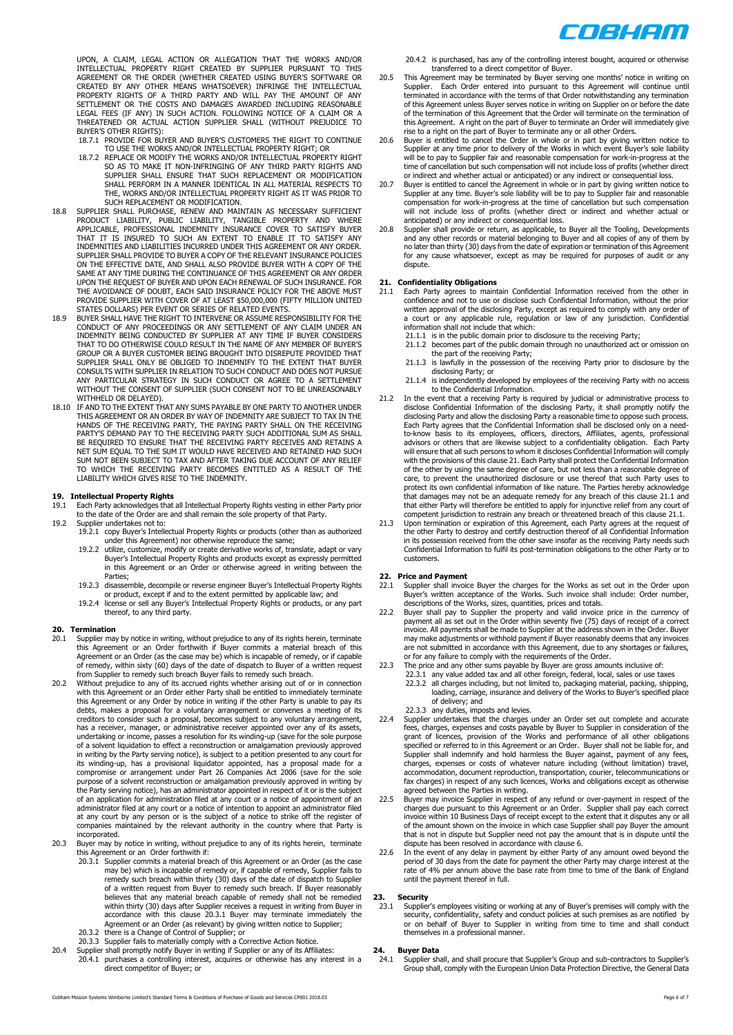UPON, A CLAIM, LEGAL ACTION OR ALLEGATION THAT THE WORKS AND/OR INTELLECTUAL PROPERTY RIGHT CREATED BY SUPPLIER PURSUANT TO THIS AGREEMENT OR THE ORDER (WHETHER CREATED USING BUYER'S SOFTWARE OR CREATED BY ANY OTHER MEANS WHATSOEVER) INFRINGE THE INTELLECTUAL PROPERTY RIGHTS OF A THIRD PARTY AND WILL PAY THE AMOUNT OF ANY SETTLEMENT OR THE COSTS AND DAMAGES AWARDED INCLUDING REASONABLE LEGAL FEES (IF ANY) IN SUCH ACTION. FOLLOWING NOTICE OF A CLAIM OR A THREATENED OR ACTUAL ACTION SUPPLIER SHALL (WITHOUT PREJUDICE TO BUYER'S OTHER RIGHTS):

18.7.1 PROVIDE FOR BUYER AND BUYER'S CUSTOMERS THE RIGHT TO CONTINUE TO USE THE WORKS AND/OR INTELLECTUAL PROPERTY RIGHT; OR

18.7.2 REPLACE OR MODIFY THE WORKS AND/OR INTELLECTUAL PROPERTY RIGHT SO AS TO MAKE IT NON-INFRINGING OF ANY THIRD PARTY RIGHTS AND SUPPLIER SHALL ENSURE THAT SUCH REPLACEMENT OR MODIFICATION SHALL PERFORM IN A MANNER IDENTICAL IN ALL MATERIAL RESPECTS TO THE, WORKS AND/OR INTELLECTUAL PROPERTY RIGHT AS IT WAS PRIOR TO SUCH REPLACEMENT OR MODIFICATION.

18.8 SUPPLIER SHALL PURCHASE, RENEW AND MAINTAIN AS NECESSARY SUFFICIENT PRODUCT LIABILITY, PUBLIC LIABILITY, TANGIBLE PROPERTY AND WHERE APPLICABLE, PROFESSIONAL INDEMNITY INSURANCE COVER TO SATISFY BUYER THAT IT IS INSURED TO SUCH AN EXTENT TO ENABLE IT TO SATISFY ANY INDEMNITIES AND LIABILITIES INCURRED UNDER THIS AGREEMENT OR ANY ORDER. SUPPLIER SHALL PROVIDE TO BUYER A COPY OF THE RELEVANT INSURANCE POLICIES ON THE EFFECTIVE DATE, AND SHALL ALSO PROVIDE BUYER WITH A COPY OF THE SAME AT ANY TIME DURING THE CONTINUANCE OF THIS AGREEMENT OR ANY ORDER UPON THE REQUEST OF BUYER AND UPON EACH RENEWAL OF SUCH INSURANCE. FOR THE AVOIDANCE OF DOUBT, EACH SAID INSURANCE POLICY FOR THE ABOVE MUST PROVIDE SUPPLIER WITH COVER OF AT LEAST $50,000,000 (FIFTY MILLION UNITED STATES DOLLARS) PER EVENT OR SERIES OF RELATED EVENTS.

18.9 BUYER SHALL HAVE THE RIGHT TO INTERVENE OR ASSUME RESPONSIBILITY FOR THE CONDUCT OF ANY PROCEEDINGS OR ANY SETTLEMENT OF ANY CLAIM UNDER AN INDEMNITY BEING CONDUCTED BY SUPPLIER AT ANY TIME IF BUYER CONSIDERS THAT TO DO OTHERWISE COULD RESULT IN THE NAME OF ANY MEMBER OF BUYER'S GROUP OR A BUYER CUSTOMER BEING BROUGHT INTO DISREPUTE PROVIDED THAT SUPPLIER SHALL ONLY BE OBLIGED TO INDEMNIFY TO THE EXTENT THAT BUYER CONSULTS WITH SUPPLIER IN RELATION TO SUCH CONDUCT AND DOES NOT PURSUE ANY PARTICULAR STRATEGY IN SUCH CONDUCT OR AGREE TO A SETTLEMENT WITHOUT THE CONSENT OF SUPPLIER (SUCH CONSENT NOT TO BE UNREASONABLY WITHHELD OR DELAYED).

18.10 IF AND TO THE EXTENT THAT ANY SUMS PAYABLE BY ONE PARTY TO ANOTHER UNDER THIS AGREEMENT OR AN ORDER BY WAY OF INDEMNITY ARE SUBJECT TO TAX IN THE HANDS OF THE RECEIVING PARTY, THE PAYING PARTY SHALL ON THE RECEIVING PARTY'S DEMAND PAY TO THE RECEIVING PARTY SUCH ADDITIONAL SUM AS SHALL BE REQUIRED TO ENSURE THAT THE RECEIVING PARTY RECEIVES AND RETAINS A NET SUM EQUAL TO THE SUM IT WOULD HAVE RECEIVED AND RETAINED HAD SUCH SUM NOT BEEN SUBJECT TO TAX AND AFTER TAKING DUE ACCOUNT OF ANY RELIEF TO WHICH THE RECEIVING PARTY BECOMES ENTITLED AS A RESULT OF THE LIABILITY WHICH GIVES RISE TO THE INDEMNITY.

## 19. Intellectual Property Rights

19.1 Each Party acknowledges that all Intellectual Property Rights vesting in either Party prior to the date of the Order are and shall remain the sole property of that Party.

19.2 Supplier undertakes not to:

19.2.1 copy Buyer's Intellectual Property Rights or products (other than as authorized under this Agreement) nor otherwise reproduce the same;

19.2.2 utilize, customize, modify or create derivative works of, translate, adapt or vary Buyer's Intellectual Property Rights and products except as expressly permitted in this Agreement or an Order or otherwise agreed in writing between the Parties;

19.2.3 disassemble, decompile or reverse engineer Buyer's Intellectual Property Rights or product, except if and to the extent permitted by applicable law; and

19.2.4 license or sell any Buyer's Intellectual Property Rights or products, or any part thereof, to any third party.

## 20. Termination

20.1 Supplier may by notice in writing, without prejudice to any of its rights herein, terminate this Agreement or an Order forthwith if Buyer commits a material breach of this Agreement or an Order (as the case may be) which is incapable of remedy, or if capable of remedy, within sixty (60) days of the date of dispatch to Buyer of a written request from Supplier to remedy such breach Buyer fails to remedy such breach.

20.2 Without prejudice to any of its accrued rights whether arising out of or in connection with this Agreement or an Order either Party shall be entitled to immediately terminate this Agreement or any Order by notice in writing if the other Party is unable to pay its debts, makes a proposal for a voluntary arrangement or convenes a meeting of its creditors to consider such a proposal, becomes subject to any voluntary arrangement, has a receiver, manager, or administrative receiver appointed over any of its assets, undertaking or income, passes a resolution for its winding-up (save for the sole purpose of a solvent liquidation to effect a reconstruction or amalgamation previously approved in writing by the Party serving notice), is subject to a petition presented to any court for its winding-up, has a provisional liquidator appointed, has a proposal made for a compromise or arrangement under Part 26 Companies Act 2006 (save for the sole purpose of a solvent reconstruction or amalgamation previously approved in writing by the Party serving notice), has an administrator appointed in respect of it or is the subject of an application for administration filed at any court or a notice of appointment of an administrator filed at any court or a notice of intention to appoint an administrator filed at any court by any person or is the subject of a notice to strike off the register of companies maintained by the relevant authority in the country where that Party is incorporated.

20.3 Buyer may by notice in writing, without prejudice to any of its rights herein, terminate this Agreement or an Order forthwith if:

20.3.1 Supplier commits a material breach of this Agreement or an Order (as the case may be) which is incapable of remedy or, if capable of remedy, Supplier fails to remedy such breach within thirty (30) days of the date of dispatch to Supplier of a written request from Buyer to remedy such breach. If Buyer reasonably believes that any material breach capable of remedy shall not be remedied within thirty (30) days after Supplier receives a request in writing from Buyer in accordance with this clause 20.3.1 Buyer may terminate immediately the Agreement or an Order (as relevant) by giving written notice to Supplier;

20.3.2 there is a Change of Control of Supplier; or

20.3.3 Supplier fails to materially comply with a Corrective Action Notice.

20.4 Supplier shall promptly notify Buyer in writing if Supplier or any of its Affiliates:

20.4.1 purchases a controlling interest, acquires or otherwise has any interest in a direct competitor of Buyer; or

20.4.2 is purchased, has any of the controlling interest bought, acquired or otherwise transferred to a direct competitor of Buyer.

20.5 This Agreement may be terminated by Buyer serving one months' notice in writing on Supplier. Each Order entered into pursuant to this Agreement will continue until terminated in accordance with the terms of that Order notwithstanding any termination of this Agreement unless Buyer serves notice in writing on Supplier on or before the date of the termination of this Agreement that the Order will terminate on the termination of this Agreement. A right on the part of Buyer to terminate an Order will immediately give rise to a right on the part of Buyer to terminate any or all other Orders.

20.6 Buyer is entitled to cancel the Order in whole or in part by giving written notice to Supplier at any time prior to delivery of the Works in which event Buyer's sole liability will be to pay to Supplier fair and reasonable compensation for work-in-progress at the time of cancellation but such compensation will not include loss of profits (whether direct or indirect and whether actual or anticipated) or any indirect or consequential loss.

20.7 Buyer is entitled to cancel the Agreement in whole or in part by giving written notice to Supplier at any time. Buyer's sole liability will be to pay to Supplier fair and reasonable compensation for work-in-progress at the time of cancellation but such compensation will not include loss of profits (whether direct or indirect and whether actual or anticipated) or any indirect or consequential loss.

20.8 Supplier shall provide or return, as applicable, to Buyer all the Tooling, Developments and any other records or material belonging to Buyer and all copies of any of them by no later than thirty (30) days from the date of expiration or termination of this Agreement for any cause whatsoever, except as may be required for purposes of audit or any dispute.

## 21. Confidentiality Obligations

21.1 Each Party agrees to maintain Confidential Information received from the other in confidence and not to use or disclose such Confidential Information, without the prior written approval of the disclosing Party, except as required to comply with any order of a court or any applicable rule, regulation or law of any jurisdiction. Confidential information shall not include that which:

21.1.1 is in the public domain prior to disclosure to the receiving Party;

21.1.2 becomes part of the public domain through no unauthorized act or omission on the part of the receiving Party;

21.1.3 is lawfully in the possession of the receiving Party prior to disclosure by the disclosing Party; or

21.1.4 is independently developed by employees of the receiving Party with no access to the Confidential Information.

21.2 In the event that a receiving Party is required by judicial or administrative process to disclose Confidential Information of the disclosing Party, it shall promptly notify the disclosing Party and allow the disclosing Party a reasonable time to oppose such process. Each Party agrees that the Confidential Information shall be disclosed only on a need-to-know basis to its employees, officers, directors, Affiliates, agents, professional advisors or others that are likewise subject to a confidentiality obligation. Each Party will ensure that all such persons to whom it discloses Confidential Information will comply with the provisions of this clause 21. Each Party shall protect the Confidential Information of the other by using the same degree of care, but not less than a reasonable degree of care, to prevent the unauthorized disclosure or use thereof that such Party uses to protect its own confidential information of like nature. The Parties hereby acknowledge that damages may not be an adequate remedy for any breach of this clause 21.1 and that either Party will therefore be entitled to apply for injunctive relief from any court of competent jurisdiction to restrain any breach or threatened breach of this clause 21.1.

21.3 Upon termination or expiration of this Agreement, each Party agrees at the request of the other Party to destroy and certify destruction thereof of all Confidential Information in its possession received from the other save insofar as the receiving Party needs such Confidential Information to fulfil its post-termination obligations to the other Party or to customers.

## 22. Price and Payment

22.1 Supplier shall invoice Buyer the charges for the Works as set out in the Order upon Buyer's written acceptance of the Works. Such invoice shall include: Order number, descriptions of the Works, sizes, quantities, prices and totals.

22.2 Buyer shall pay to Supplier the property and valid invoice price in the currency of payment all as set out in the Order within seventy five (75) days of receipt of a correct invoice. All payments shall be made to Supplier at the address shown in the Order. Buyer may make adjustments or withhold payment if Buyer reasonably deems that any invoices are not submitted in accordance with this Agreement, due to any shortages or failures, or for any failure to comply with the requirements of the Order.

22.3 The price and any other sums payable by Buyer are gross amounts inclusive of:

22.3.1 any value added tax and all other foreign, federal, local, sales or use taxes

22.3.2 all charges including, but not limited to, packaging material, packing, shipping, loading, carriage, insurance and delivery of the Works to Buyer's specified place of delivery; and

22.3.3 any duties, imposts and levies.

22.4 Supplier undertakes that the charges under an Order set out complete and accurate fees, charges, expenses and costs payable by Buyer to Supplier in consideration of the grant of licences, provision of the Works and performance of all other obligations specified or referred to in this Agreement or an Order. Buyer shall not be liable for, and Supplier shall indemnify and hold harmless the Buyer against, payment of any fees, charges, expenses or costs of whatever nature including (without limitation) travel, accommodation, document reproduction, transportation, courier, telecommunications or fax charges) in respect of any such licences, Works and obligations except as otherwise agreed between the Parties in writing.

22.5 Buyer may invoice Supplier in respect of any refund or over-payment in respect of the charges due pursuant to this Agreement or an Order. Supplier shall pay each correct invoice within 10 Business Days of receipt except to the extent that it disputes any or all of the amount shown on the invoice in which case Supplier shall pay Buyer the amount that is not in dispute but Supplier need not pay the amount that is in dispute until the dispute has been resolved in accordance with clause 6.

22.6 In the event of any delay in payment by either Party of any amount owed beyond the period of 30 days from the date for payment the other Party may charge interest at the rate of 4% per annum above the base rate from time to time of the Bank of England until the payment thereof in full.

## 23. Security

23.1 Supplier's employees visiting or working at any of Buyer's premises will comply with the security, confidentiality, safety and conduct policies at such premises as are notified by or on behalf of Buyer to Supplier in writing from time to time and shall conduct themselves in a professional manner.

## 24. Buyer Data

24.1 Supplier shall, and shall procure that Supplier's Group and sub-contractors to Supplier's Group shall, comply with the European Union Data Protection Directive, the General Data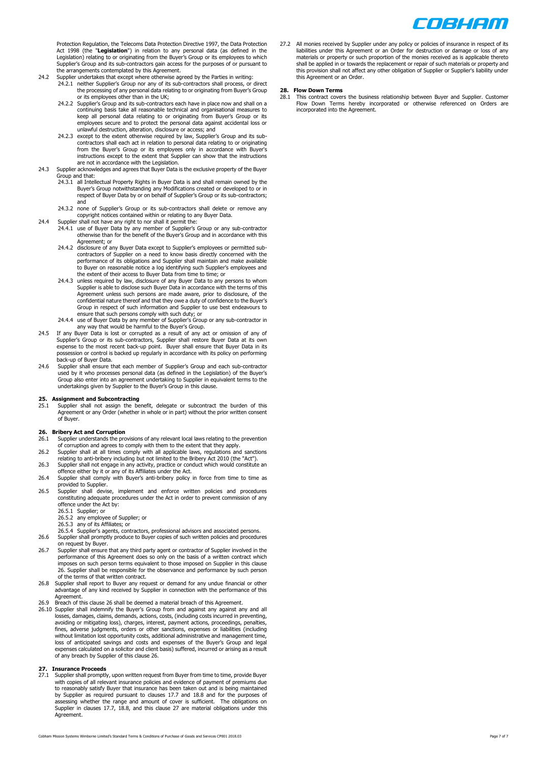Protection Regulation, the Telecoms Data Protection Directive 1997, the Data Protection Act 1998 (the "**Legislation**") in relation to any personal data (as defined in the Legislation) relating to or originating from the Buyer's Group or its employees to which Supplier's Group and its sub-contractors gain access for the purposes of or pursuant to the arrangements contemplated by this Agreement.

24.2 Supplier undertakes that except where otherwise agreed by the Parties in writing:

24.2.1 neither Supplier's Group nor any of its sub-contractors shall process, or direct the processing of any personal data relating to or originating from Buyer's Group or its employees other than in the UK;

24.2.2 Supplier's Group and its sub-contractors each have in place now and shall on a continuing basis take all reasonable technical and organisational measures to keep all personal data relating to or originating from Buyer's Group or its employees secure and to protect the personal data against accidental loss or unlawful destruction, alteration, disclosure or access; and

24.2.3 except to the extent otherwise required by law, Supplier's Group and its sub-contractors shall each act in relation to personal data relating to or originating from the Buyer's Group or its employees only in accordance with Buyer's instructions except to the extent that Supplier can show that the instructions are not in accordance with the Legislation.

24.3 Supplier acknowledges and agrees that Buyer Data is the exclusive property of the Buyer Group and that:

24.3.1 all Intellectual Property Rights in Buyer Data is and shall remain owned by the Buyer's Group notwithstanding any Modifications created or developed to or in respect of Buyer Data by or on behalf of Supplier's Group or its sub-contractors; and

24.3.2 none of Supplier's Group or its sub-contractors shall delete or remove any copyright notices contained within or relating to any Buyer Data.

24.4 Supplier shall not have any right to nor shall it permit the:

24.4.1 use of Buyer Data by any member of Supplier's Group or any sub-contractor otherwise than for the benefit of the Buyer's Group and in accordance with this Agreement; or

24.4.2 disclosure of any Buyer Data except to Supplier's employees or permitted sub-contractors of Supplier on a need to know basis directly concerned with the performance of its obligations and Supplier shall maintain and make available to Buyer on reasonable notice a log identifying such Supplier's employees and the extent of their access to Buyer Data from time to time; or

24.4.3 unless required by law, disclosure of any Buyer Data to any persons to whom Supplier is able to disclose such Buyer Data in accordance with the terms of this Agreement unless such persons are made aware, prior to disclosure, of the confidential nature thereof and that they owe a duty of confidence to the Buyer's Group in respect of such information and Supplier to use best endeavours to ensure that such persons comply with such duty; or

24.4.4 use of Buyer Data by any member of Supplier's Group or any sub-contractor in any way that would be harmful to the Buyer's Group.

24.5 If any Buyer Data is lost or corrupted as a result of any act or omission of any of Supplier's Group or its sub-contractors, Supplier shall restore Buyer Data at its own expense to the most recent back-up point. Buyer shall ensure that Buyer Data in its possession or control is backed up regularly in accordance with its policy on performing back-up of Buyer Data.

24.6 Supplier shall ensure that each member of Supplier's Group and each sub-contractor used by it who processes personal data (as defined in the Legislation) of the Buyer's Group also enter into an agreement undertaking to Supplier in equivalent terms to the undertakings given by Supplier to the Buyer's Group in this clause.

## 25. Assignment and Subcontracting

25.1 Supplier shall not assign the benefit, delegate or subcontract the burden of this Agreement or any Order (whether in whole or in part) without the prior written consent of Buyer.

## 26. Bribery Act and Corruption

26.1 Supplier understands the provisions of any relevant local laws relating to the prevention of corruption and agrees to comply with them to the extent that they apply.

26.2 Supplier shall at all times comply with all applicable laws, regulations and sanctions relating to anti-bribery including but not limited to the Bribery Act 2010 (the "Act").

26.3 Supplier shall not engage in any activity, practice or conduct which would constitute an offence either by it or any of its Affiliates under the Act.

26.4 Supplier shall comply with Buyer's anti-bribery policy in force from time to time as provided to Supplier.

26.5 Supplier shall devise, implement and enforce written policies and procedures constituting adequate procedures under the Act in order to prevent commission of any offence under the Act by:

26.5.1 Supplier; or

26.5.2 any employee of Supplier; or

26.5.3 any of its Affiliates; or

26.5.4 Supplier's agents, contractors, professional advisors and associated persons.

26.6 Supplier shall promptly produce to Buyer copies of such written policies and procedures on request by Buyer.

26.7 Supplier shall ensure that any third party agent or contractor of Supplier involved in the performance of this Agreement does so only on the basis of a written contract which imposes on such person terms equivalent to those imposed on Supplier in this clause 26. Supplier shall be responsible for the observance and performance by such person of the terms of that written contract.

26.8 Supplier shall report to Buyer any request or demand for any undue financial or other advantage of any kind received by Supplier in connection with the performance of this Agreement.

26.9 Breach of this clause 26 shall be deemed a material breach of this Agreement.

26.10 Supplier shall indemnify the Buyer's Group from and against any against any and all losses, damages, claims, demands, actions, costs, (including costs incurred in preventing, avoiding or mitigating loss), charges, interest, payment actions, proceedings, penalties, fines, adverse judgments, orders or other sanctions, expenses or liabilities (including without limitation lost opportunity costs, additional administrative and management time, loss of anticipated savings and costs and expenses of the Buyer's Group and legal expenses calculated on a solicitor and client basis) suffered, incurred or arising as a result of any breach by Supplier of this clause 26.

## 27. Insurance Proceeds

27.1 Supplier shall promptly, upon written request from Buyer from time to time, provide Buyer with copies of all relevant insurance policies and evidence of payment of premiums due to reasonably satisfy Buyer that insurance has been taken out and is being maintained by Supplier as required pursuant to clauses 17.7 and 18.8 and for the purposes of assessing whether the range and amount of cover is sufficient. The obligations on Supplier in clauses 17.7, 18.8, and this clause 27 are material obligations under this Agreement.

27.2 All monies received by Supplier under any policy or policies of insurance in respect of its liabilities under this Agreement or an Order for destruction or damage or loss of any materials or property or such proportion of the monies received as is applicable thereto shall be applied in or towards the replacement or repair of such materials or property and this provision shall not affect any other obligation of Supplier or Supplier's liability under this Agreement or an Order.

## 28. Flow Down Terms

28.1 This contract covers the business relationship between Buyer and Supplier. Customer Flow Down Terms hereby incorporated or otherwise referenced on Orders are incorporated into the Agreement.